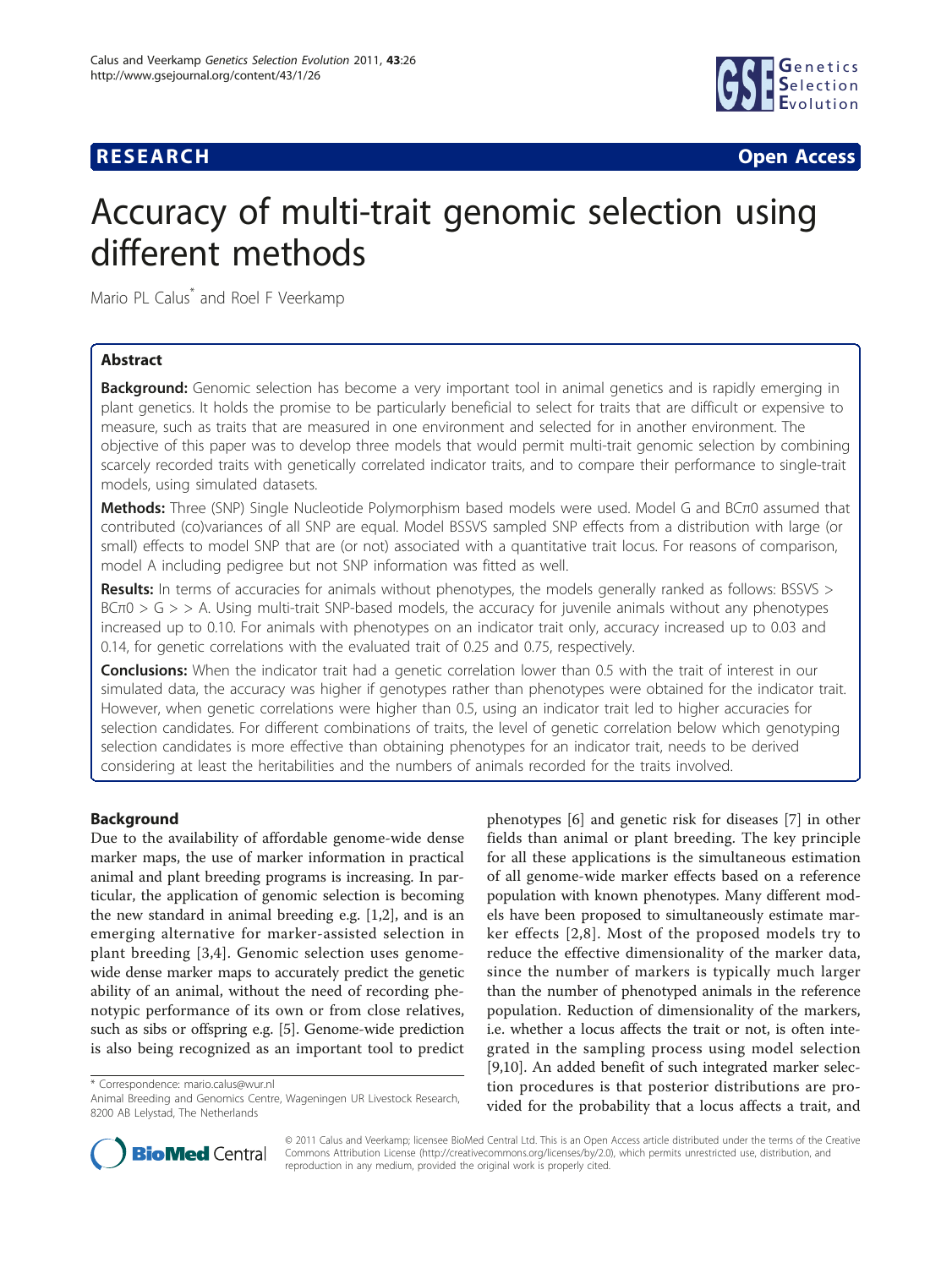**RESEARCH** **Open Access**

# Accuracy of multi-trait genomic selection using different methods

Mario PL Calus* and Roel F Veerkamp

## Abstract

**Background:** Genomic selection has become a very important tool in animal genetics and is rapidly emerging in plant genetics. It holds the promise to be particularly beneficial to select for traits that are difficult or expensive to measure, such as traits that are measured in one environment and selected for in another environment. The objective of this paper was to develop three models that would permit multi-trait genomic selection by combining scarcely recorded traits with genetically correlated indicator traits, and to compare their performance to single-trait models, using simulated datasets.

**Methods:** Three (SNP) Single Nucleotide Polymorphism based models were used. Model G and BCπ0 assumed that contributed (co)variances of all SNP are equal. Model BSSVS sampled SNP effects from a distribution with large (or small) effects to model SNP that are (or not) associated with a quantitative trait locus. For reasons of comparison, model A including pedigree but not SNP information was fitted as well.

**Results:** In terms of accuracies for animals without phenotypes, the models generally ranked as follows: BSSVS > BCπ0 > G > > A. Using multi-trait SNP-based models, the accuracy for juvenile animals without any phenotypes increased up to 0.10. For animals with phenotypes on an indicator trait only, accuracy increased up to 0.03 and 0.14, for genetic correlations with the evaluated trait of 0.25 and 0.75, respectively.

**Conclusions:** When the indicator trait had a genetic correlation lower than 0.5 with the trait of interest in our simulated data, the accuracy was higher if genotypes rather than phenotypes were obtained for the indicator trait. However, when genetic correlations were higher than 0.5, using an indicator trait led to higher accuracies for selection candidates. For different combinations of traits, the level of genetic correlation below which genotyping selection candidates is more effective than obtaining phenotypes for an indicator trait, needs to be derived considering at least the heritabilities and the numbers of animals recorded for the traits involved.

## Background

Due to the availability of affordable genome-wide dense marker maps, the use of marker information in practical animal and plant breeding programs is increasing. In particular, the application of genomic selection is becoming the new standard in animal breeding e.g. [1,2], and is an emerging alternative for marker-assisted selection in plant breeding [3,4]. Genomic selection uses genome-wide dense marker maps to accurately predict the genetic ability of an animal, without the need of recording phenotypic performance of its own or from close relatives, such as sibs or offspring e.g. [5]. Genome-wide prediction is also being recognized as an important tool to predict phenotypes [6] and genetic risk for diseases [7] in other fields than animal or plant breeding. The key principle for all these applications is the simultaneous estimation of all genome-wide marker effects based on a reference population with known phenotypes. Many different models have been proposed to simultaneously estimate marker effects [2,8]. Most of the proposed models try to reduce the effective dimensionality of the marker data, since the number of markers is typically much larger than the number of phenotyped animals in the reference population. Reduction of dimensionality of the markers, i.e. whether a locus affects the trait or not, is often integrated in the sampling process using model selection [9,10]. An added benefit of such integrated marker selection procedures is that posterior distributions are provided for the probability that a locus affects a trait, and

\* Correspondence: mario.calus@wur.nl
Animal Breeding and Genomics Centre, Wageningen UR Livestock Research, 8200 AB Lelystad, The Netherlands

© 2011 Calus and Veerkamp; licensee BioMed Central Ltd. This is an Open Access article distributed under the terms of the Creative Commons Attribution License (http://creativecommons.org/licenses/by/2.0), which permits unrestricted use, distribution, and reproduction in any medium, provided the original work is properly cited.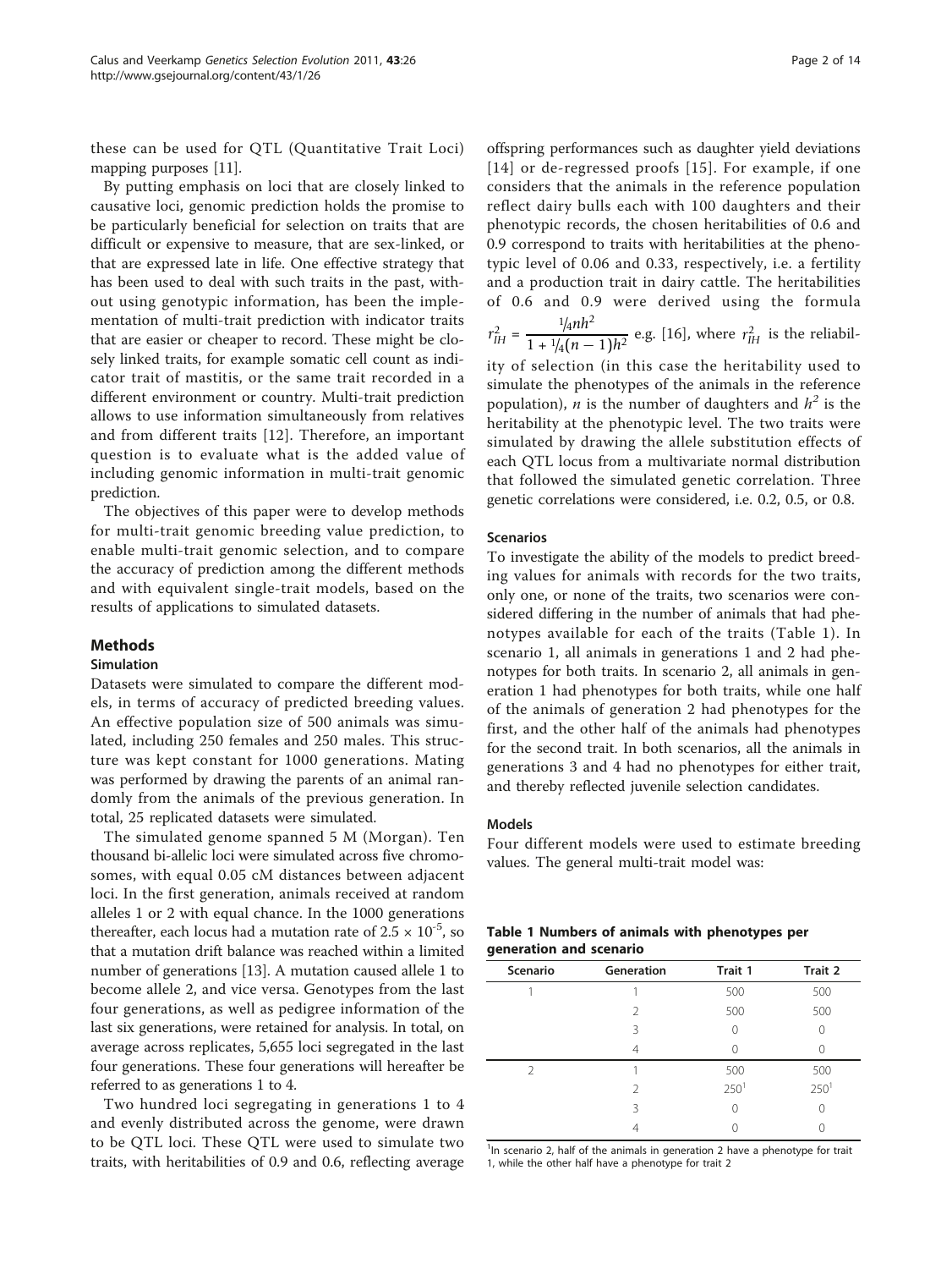these can be used for QTL (Quantitative Trait Loci) mapping purposes [11].

By putting emphasis on loci that are closely linked to causative loci, genomic prediction holds the promise to be particularly beneficial for selection on traits that are difficult or expensive to measure, that are sex-linked, or that are expressed late in life. One effective strategy that has been used to deal with such traits in the past, without using genotypic information, has been the implementation of multi-trait prediction with indicator traits that are easier or cheaper to record. These might be closely linked traits, for example somatic cell count as indicator trait of mastitis, or the same trait recorded in a different environment or country. Multi-trait prediction allows to use information simultaneously from relatives and from different traits [12]. Therefore, an important question is to evaluate what is the added value of including genomic information in multi-trait genomic prediction.

The objectives of this paper were to develop methods for multi-trait genomic breeding value prediction, to enable multi-trait genomic selection, and to compare the accuracy of prediction among the different methods and with equivalent single-trait models, based on the results of applications to simulated datasets.

## Methods

### Simulation

Datasets were simulated to compare the different models, in terms of accuracy of predicted breeding values. An effective population size of 500 animals was simulated, including 250 females and 250 males. This structure was kept constant for 1000 generations. Mating was performed by drawing the parents of an animal randomly from the animals of the previous generation. In total, 25 replicated datasets were simulated.

The simulated genome spanned 5 M (Morgan). Ten thousand bi-allelic loci were simulated across five chromosomes, with equal 0.05 cM distances between adjacent loci. In the first generation, animals received at random alleles 1 or 2 with equal chance. In the 1000 generations thereafter, each locus had a mutation rate of $2.5 \times 10^{-5}$, so that a mutation drift balance was reached within a limited number of generations [13]. A mutation caused allele 1 to become allele 2, and vice versa. Genotypes from the last four generations, as well as pedigree information of the last six generations, were retained for analysis. In total, on average across replicates, 5,655 loci segregated in the last four generations. These four generations will hereafter be referred to as generations 1 to 4.

Two hundred loci segregating in generations 1 to 4 and evenly distributed across the genome, were drawn to be QTL loci. These QTL were used to simulate two traits, with heritabilities of 0.9 and 0.6, reflecting average offspring performances such as daughter yield deviations [14] or de-regressed proofs [15]. For example, if one considers that the animals in the reference population reflect dairy bulls each with 100 daughters and their phenotypic records, the chosen heritabilities of 0.6 and 0.9 correspond to traits with heritabilities at the phenotypic level of 0.06 and 0.33, respectively, i.e. a fertility and a production trait in dairy cattle. The heritabilities of 0.6 and 0.9 were derived using the formula $r_{IH}^2 = \frac{1/4 n h^2}{1 + 1/4(n-1)h^2}$ e.g. [16], where $r_{IH}^2$ is the reliability of selection (in this case the heritability used to simulate the phenotypes of the animals in the reference population), $n$ is the number of daughters and $h^2$ is the heritability at the phenotypic level. The two traits were simulated by drawing the allele substitution effects of each QTL locus from a multivariate normal distribution that followed the simulated genetic correlation. Three genetic correlations were considered, i.e. 0.2, 0.5, or 0.8.

### Scenarios

To investigate the ability of the models to predict breeding values for animals with records for the two traits, only one, or none of the traits, two scenarios were considered differing in the number of animals that had phenotypes available for each of the traits (Table 1). In scenario 1, all animals in generations 1 and 2 had phenotypes for both traits. In scenario 2, all animals in generation 1 had phenotypes for both traits, while one half of the animals of generation 2 had phenotypes for the first, and the other half of the animals had phenotypes for the second trait. In both scenarios, all the animals in generations 3 and 4 had no phenotypes for either trait, and thereby reflected juvenile selection candidates.

### Models

Four different models were used to estimate breeding values. The general multi-trait model was:

**Table 1 Numbers of animals with phenotypes per generation and scenario**

| Scenario | Generation | Trait 1 | Trait 2 |
|---|---|---|---|
| 1 | 1 | 500 | 500 |
| | 2 | 500 | 500 |
| | 3 | 0 | 0 |
| | 4 | 0 | 0 |
| 2 | 1 | 500 | 500 |
| | 2 | 250[1] | 250[1] |
| | 3 | 0 | 0 |
| | 4 | 0 | 0 |

[1]In scenario 2, half of the animals in generation 2 have a phenotype for trait 1, while the other half have a phenotype for trait 2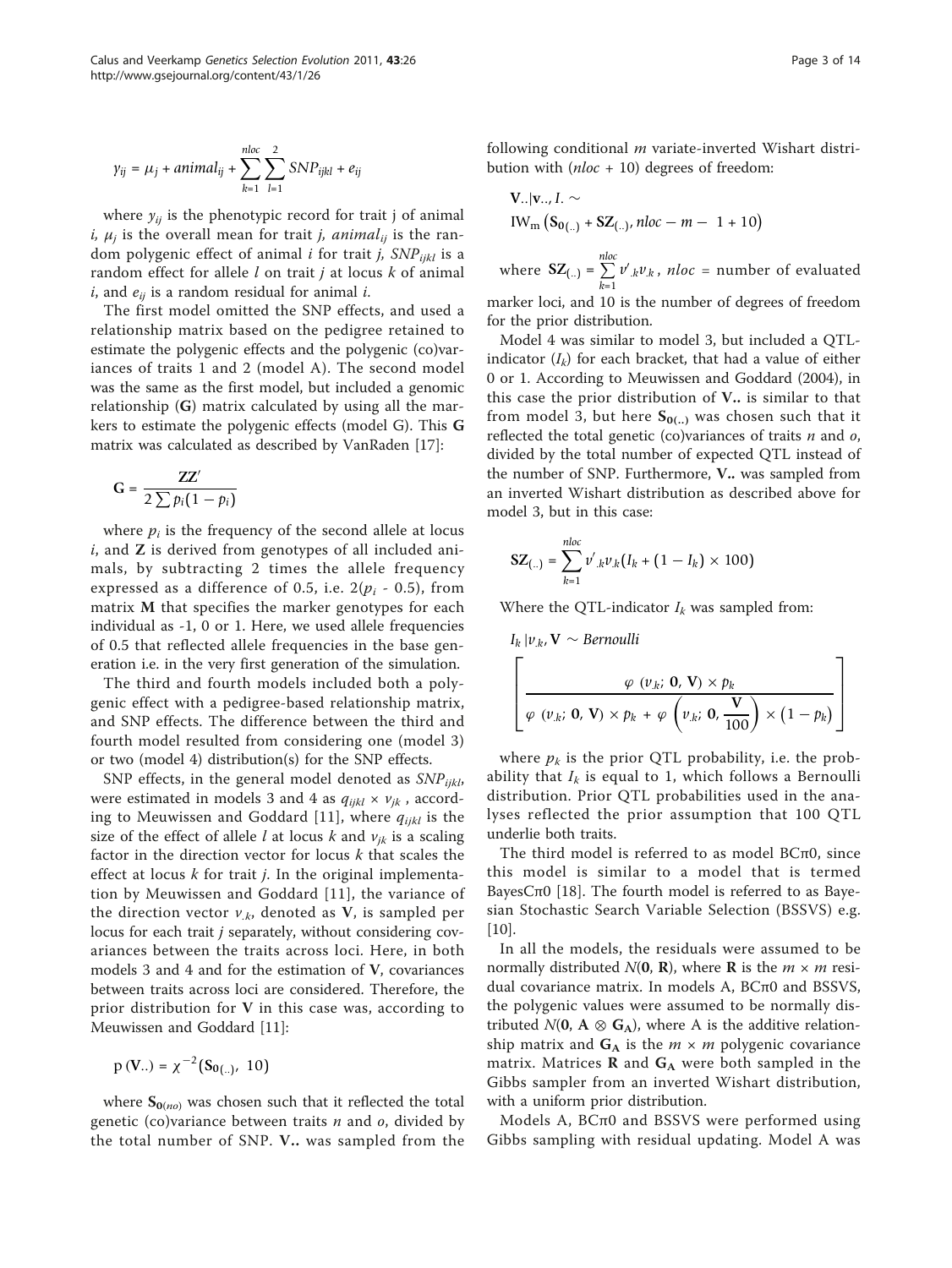$$y_{ij} = \mu_j + animal_{ij} + \sum_{k=1}^{nloc} \sum_{l=1}^{2} SNP_{ijkl} + e_{ij}$$

where $y_{ij}$ is the phenotypic record for trait j of animal *i*, $\mu_j$ is the overall mean for trait *j*, $animal_{ij}$ is the random polygenic effect of animal *i* for trait *j*, $SNP_{ijkl}$ is a random effect for allele *l* on trait *j* at locus *k* of animal *i*, and $e_{ij}$ is a random residual for animal *i*.

The first model omitted the SNP effects, and used a relationship matrix based on the pedigree retained to estimate the polygenic effects and the polygenic (co)variances of traits 1 and 2 (model A). The second model was the same as the first model, but included a genomic relationship (**G**) matrix calculated by using all the markers to estimate the polygenic effects (model G). This **G** matrix was calculated as described by VanRaden [17]:

$$\mathbf{G} = \frac{\mathbf{ZZ}'}{2\sum p_i(1-p_i)}$$

where $p_i$ is the frequency of the second allele at locus *i*, and **Z** is derived from genotypes of all included animals, by subtracting 2 times the allele frequency expressed as a difference of 0.5, i.e. $2(p_i - 0.5)$, from matrix **M** that specifies the marker genotypes for each individual as -1, 0 or 1. Here, we used allele frequencies of 0.5 that reflected allele frequencies in the base generation i.e. in the very first generation of the simulation.

The third and fourth models included both a polygenic effect with a pedigree-based relationship matrix, and SNP effects. The difference between the third and fourth model resulted from considering one (model 3) or two (model 4) distribution(s) for the SNP effects.

SNP effects, in the general model denoted as $SNP_{ijkl}$, were estimated in models 3 and 4 as $q_{ijkl} \times v_{jk}$, according to Meuwissen and Goddard [11], where $q_{ijkl}$ is the size of the effect of allele *l* at locus *k* and $v_{jk}$ is a scaling factor in the direction vector for locus *k* that scales the effect at locus *k* for trait *j*. In the original implementation by Meuwissen and Goddard [11], the variance of the direction vector $v_{.k}$, denoted as **V**, is sampled per locus for each trait *j* separately, without considering covariances between the traits across loci. Here, in both models 3 and 4 and for the estimation of **V**, covariances between traits across loci are considered. Therefore, the prior distribution for **V** in this case was, according to Meuwissen and Goddard [11]:

$$p(\mathbf{V}_{..}) = \chi^{-2}(\mathbf{S_0}_{(..)}, 10)$$

where $\mathbf{S_0}_{(no)}$ was chosen such that it reflected the total genetic (co)variance between traits *n* and *o*, divided by the total number of SNP. $\mathbf{V}_{..}$ was sampled from the following conditional *m* variate-inverted Wishart distribution with (*nloc* + 10) degrees of freedom:

$$\mathbf{V}_{..}|\mathbf{v}_{..}, I. \sim \mathrm{IW}_m\left(\mathbf{S_0}_{(..)} + \mathbf{SZ}_{(..)}, nloc - m - 1 + 10\right)$$

where $\mathbf{SZ}_{(..)} = \sum_{k=1}^{nloc} v'_{.k} v_{.k}$, *nloc* = number of evaluated marker loci, and 10 is the number of degrees of freedom for the prior distribution.

Model 4 was similar to model 3, but included a QTL-indicator ($I_k$) for each bracket, that had a value of either 0 or 1. According to Meuwissen and Goddard (2004), in this case the prior distribution of $\mathbf{V}_{..}$ is similar to that from model 3, but here $\mathbf{S_0}_{(..)}$ was chosen such that it reflected the total genetic (co)variances of traits *n* and *o*, divided by the total number of expected QTL instead of the number of SNP. Furthermore, $\mathbf{V}_{..}$ was sampled from an inverted Wishart distribution as described above for model 3, but in this case:

$$\mathbf{SZ}_{(..)} = \sum_{k=1}^{nloc} v'_{.k} v_{.k}\left(I_k + (1 - I_k) \times 100\right)$$

Where the QTL-indicator $I_k$ was sampled from:

$$I_k \,|\, v_{.k}, \mathbf{V} \sim Bernoulli\left[\frac{\varphi\,(v_{.k};\, \mathbf{0}, \mathbf{V}) \times p_k}{\varphi\,(v_{.k};\, \mathbf{0}, \mathbf{V}) \times p_k + \varphi\left(v_{.k};\, \mathbf{0}, \frac{\mathbf{V}}{100}\right) \times (1 - p_k)}\right]$$

where $p_k$ is the prior QTL probability, i.e. the probability that $I_k$ is equal to 1, which follows a Bernoulli distribution. Prior QTL probabilities used in the analyses reflected the prior assumption that 100 QTL underlie both traits.

The third model is referred to as model BCπ0, since this model is similar to a model that is termed BayesCπ0 [18]. The fourth model is referred to as Bayesian Stochastic Search Variable Selection (BSSVS) e.g. [10].

In all the models, the residuals were assumed to be normally distributed $N(\mathbf{0}, \mathbf{R})$, where **R** is the $m \times m$ residual covariance matrix. In models A, BCπ0 and BSSVS, the polygenic values were assumed to be normally distributed $N(\mathbf{0}, \mathbf{A} \otimes \mathbf{G_A})$, where A is the additive relationship matrix and $\mathbf{G_A}$ is the $m \times m$ polygenic covariance matrix. Matrices **R** and $\mathbf{G_A}$ were both sampled in the Gibbs sampler from an inverted Wishart distribution, with a uniform prior distribution.

Models A, BCπ0 and BSSVS were performed using Gibbs sampling with residual updating. Model A was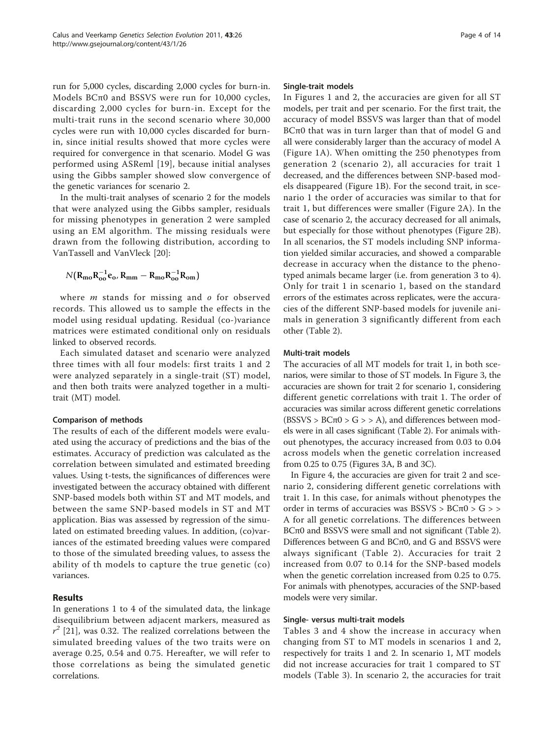run for 5,000 cycles, discarding 2,000 cycles for burn-in. Models BCπ0 and BSSVS were run for 10,000 cycles, discarding 2,000 cycles for burn-in. Except for the multi-trait runs in the second scenario where 30,000 cycles were run with 10,000 cycles discarded for burn-in, since initial results showed that more cycles were required for convergence in that scenario. Model G was performed using ASReml [19], because initial analyses using the Gibbs sampler showed slow convergence of the genetic variances for scenario 2.

In the multi-trait analyses of scenario 2 for the models that were analyzed using the Gibbs sampler, residuals for missing phenotypes in generation 2 were sampled using an EM algorithm. The missing residuals were drawn from the following distribution, according to VanTassell and VanVleck [20]:

$$N(\mathbf{R}_{\mathbf{mo}}\mathbf{R}_{\mathbf{oo}}^{-1}\mathbf{e}_{\mathbf{o}}, \mathbf{R}_{\mathbf{mm}} - \mathbf{R}_{\mathbf{mo}}\mathbf{R}_{\mathbf{oo}}^{-1}\mathbf{R}_{\mathbf{om}})$$

where $m$ stands for missing and $o$ for observed records. This allowed us to sample the effects in the model using residual updating. Residual (co-)variance matrices were estimated conditional only on residuals linked to observed records.

Each simulated dataset and scenario were analyzed three times with all four models: first traits 1 and 2 were analyzed separately in a single-trait (ST) model, and then both traits were analyzed together in a multi-trait (MT) model.

#### Comparison of methods

The results of each of the different models were evaluated using the accuracy of predictions and the bias of the estimates. Accuracy of prediction was calculated as the correlation between simulated and estimated breeding values. Using t-tests, the significances of differences were investigated between the accuracy obtained with different SNP-based models both within ST and MT models, and between the same SNP-based models in ST and MT application. Bias was assessed by regression of the simulated on estimated breeding values. In addition, (co)variances of the estimated breeding values were compared to those of the simulated breeding values, to assess the ability of th models to capture the true genetic (co) variances.

## Results

In generations 1 to 4 of the simulated data, the linkage disequilibrium between adjacent markers, measured as $r^2$ [21], was 0.32. The realized correlations between the simulated breeding values of the two traits were on average 0.25, 0.54 and 0.75. Hereafter, we will refer to those correlations as being the simulated genetic correlations.

#### Single-trait models

In Figures 1 and 2, the accuracies are given for all ST models, per trait and per scenario. For the first trait, the accuracy of model BSSVS was larger than that of model BCπ0 that was in turn larger than that of model G and all were considerably larger than the accuracy of model A (Figure 1A). When omitting the 250 phenotypes from generation 2 (scenario 2), all accuracies for trait 1 decreased, and the differences between SNP-based models disappeared (Figure 1B). For the second trait, in scenario 1 the order of accuracies was similar to that for trait 1, but differences were smaller (Figure 2A). In the case of scenario 2, the accuracy decreased for all animals, but especially for those without phenotypes (Figure 2B). In all scenarios, the ST models including SNP information yielded similar accuracies, and showed a comparable decrease in accuracy when the distance to the phenotyped animals became larger (i.e. from generation 3 to 4). Only for trait 1 in scenario 1, based on the standard errors of the estimates across replicates, were the accuracies of the different SNP-based models for juvenile animals in generation 3 significantly different from each other (Table 2).

#### Multi-trait models

The accuracies of all MT models for trait 1, in both scenarios, were similar to those of ST models. In Figure 3, the accuracies are shown for trait 2 for scenario 1, considering different genetic correlations with trait 1. The order of accuracies was similar across different genetic correlations (BSSVS > BCπ0 > G > > A), and differences between models were in all cases significant (Table 2). For animals without phenotypes, the accuracy increased from 0.03 to 0.04 across models when the genetic correlation increased from 0.25 to 0.75 (Figures 3A, B and 3C).

In Figure 4, the accuracies are given for trait 2 and scenario 2, considering different genetic correlations with trait 1. In this case, for animals without phenotypes the order in terms of accuracies was BSSVS > BCπ0 > G > > A for all genetic correlations. The differences between BCπ0 and BSSVS were small and not significant (Table 2). Differences between G and BCπ0, and G and BSSVS were always significant (Table 2). Accuracies for trait 2 increased from 0.07 to 0.14 for the SNP-based models when the genetic correlation increased from 0.25 to 0.75. For animals with phenotypes, accuracies of the SNP-based models were very similar.

#### Single- versus multi-trait models

Tables 3 and 4 show the increase in accuracy when changing from ST to MT models in scenarios 1 and 2, respectively for traits 1 and 2. In scenario 1, MT models did not increase accuracies for trait 1 compared to ST models (Table 3). In scenario 2, the accuracies for trait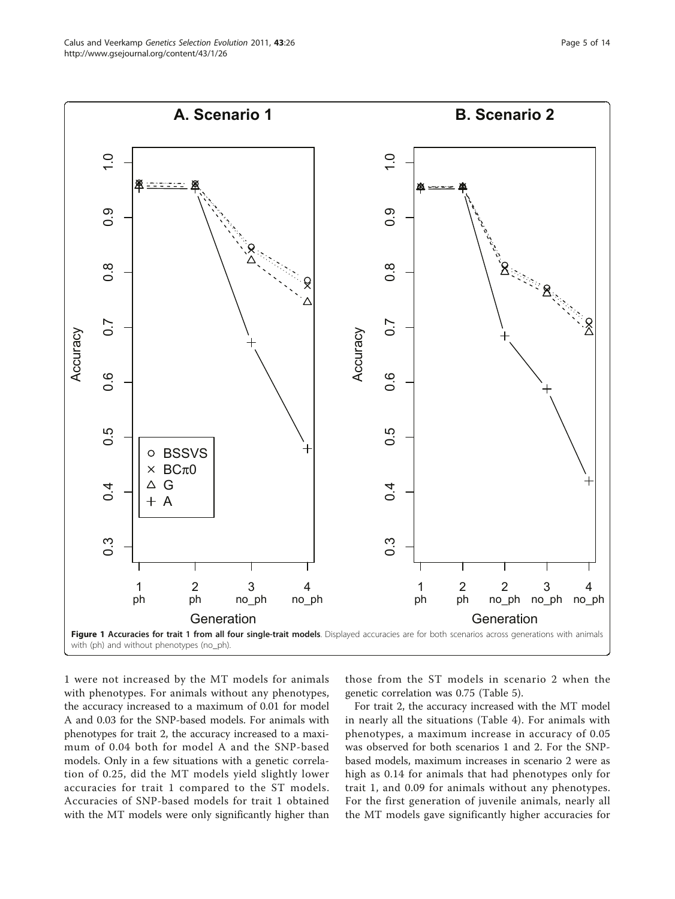**Figure 1 Accuracies for trait 1 from all four single-trait models**. Displayed accuracies are for both scenarios across generations with animals with (ph) and without phenotypes (no_ph).

1 were not increased by the MT models for animals with phenotypes. For animals without any phenotypes, the accuracy increased to a maximum of 0.01 for model A and 0.03 for the SNP-based models. For animals with phenotypes for trait 2, the accuracy increased to a maximum of 0.04 both for model A and the SNP-based models. Only in a few situations with a genetic correlation of 0.25, did the MT models yield slightly lower accuracies for trait 1 compared to the ST models. Accuracies of SNP-based models for trait 1 obtained with the MT models were only significantly higher than those from the ST models in scenario 2 when the genetic correlation was 0.75 (Table 5).

For trait 2, the accuracy increased with the MT model in nearly all the situations (Table 4). For animals with phenotypes, a maximum increase in accuracy of 0.05 was observed for both scenarios 1 and 2. For the SNP-based models, maximum increases in scenario 2 were as high as 0.14 for animals that had phenotypes only for trait 1, and 0.09 for animals without any phenotypes. For the first generation of juvenile animals, nearly all the MT models gave significantly higher accuracies for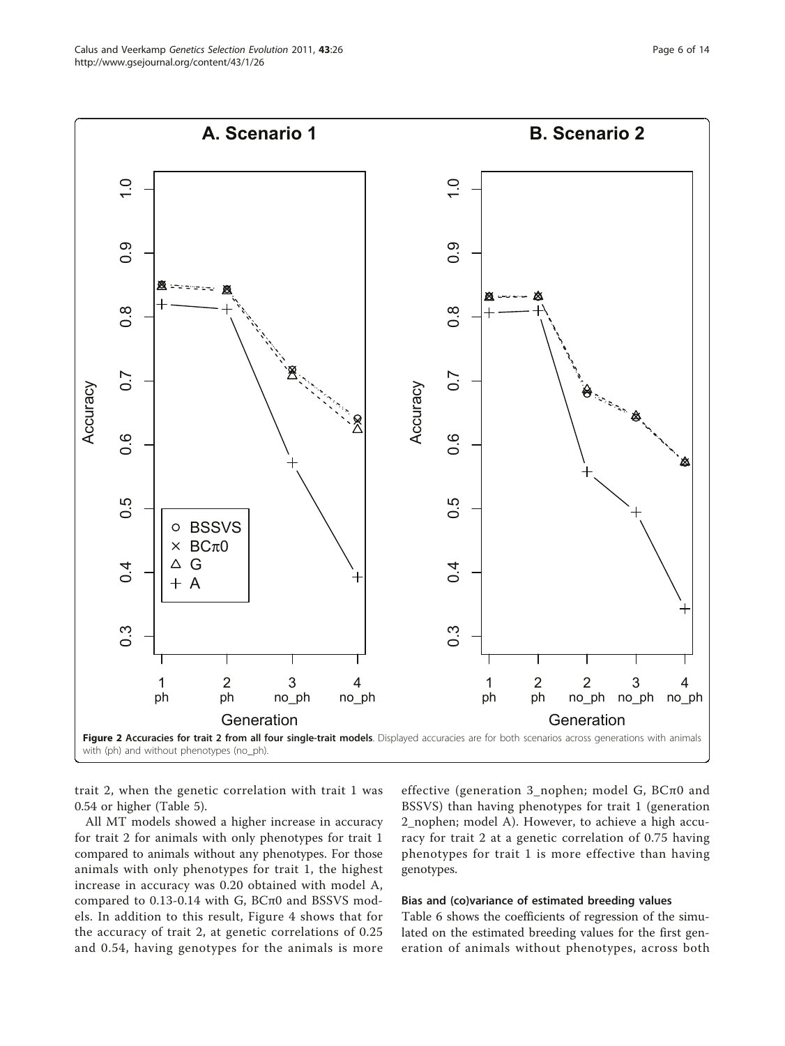**Figure 2 Accuracies for trait 2 from all four single-trait models**. Displayed accuracies are for both scenarios across generations with animals with (ph) and without phenotypes (no_ph).

trait 2, when the genetic correlation with trait 1 was 0.54 or higher (Table 5).

All MT models showed a higher increase in accuracy for trait 2 for animals with only phenotypes for trait 1 compared to animals without any phenotypes. For those animals with only phenotypes for trait 1, the highest increase in accuracy was 0.20 obtained with model A, compared to 0.13-0.14 with G, BCπ0 and BSSVS models. In addition to this result, Figure 4 shows that for the accuracy of trait 2, at genetic correlations of 0.25 and 0.54, having genotypes for the animals is more effective (generation 3_nophen; model G, BCπ0 and BSSVS) than having phenotypes for trait 1 (generation 2_nophen; model A). However, to achieve a high accuracy for trait 2 at a genetic correlation of 0.75 having phenotypes for trait 1 is more effective than having genotypes.

#### Bias and (co)variance of estimated breeding values

Table 6 shows the coefficients of regression of the simulated on the estimated breeding values for the first generation of animals without phenotypes, across both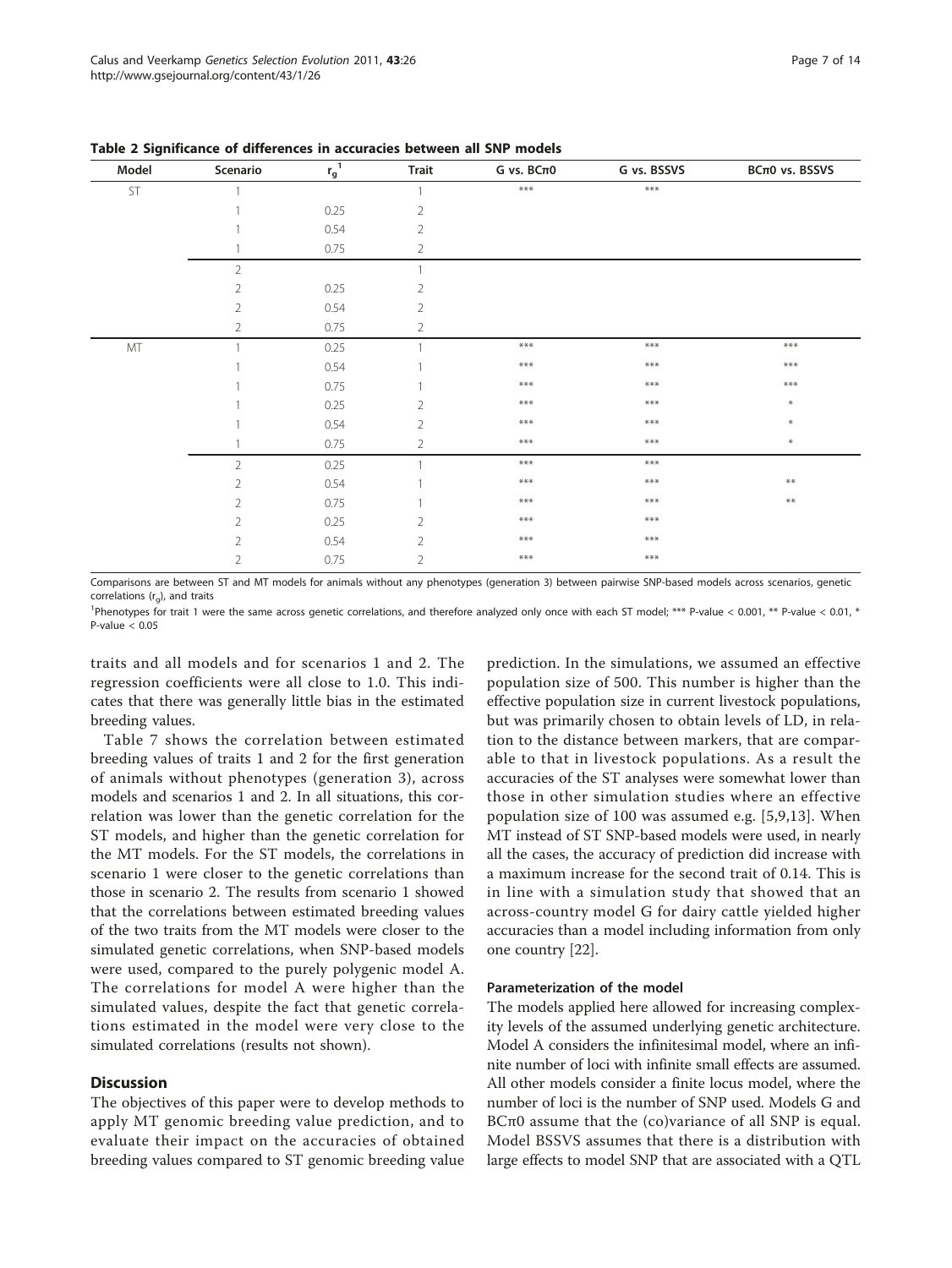**Table 2 Significance of differences in accuracies between all SNP models**

| Model | Scenario | $r_g$ [1] | Trait | G vs. BCπ0 | G vs. BSSVS | BCπ0 vs. BSSVS |
|---|---|---|---|---|---|---|
| ST | 1 | | 1 | *** | *** | |
| | 1 | 0.25 | 2 | | | |
| | 1 | 0.54 | 2 | | | |
| | 1 | 0.75 | 2 | | | |
| | 2 | | 1 | | | |
| | 2 | 0.25 | 2 | | | |
| | 2 | 0.54 | 2 | | | |
| | 2 | 0.75 | 2 | | | |
| MT | 1 | 0.25 | 1 | *** | *** | *** |
| | 1 | 0.54 | 1 | *** | *** | *** |
| | 1 | 0.75 | 1 | *** | *** | *** |
| | 1 | 0.25 | 2 | *** | *** | * |
| | 1 | 0.54 | 2 | *** | *** | * |
| | 1 | 0.75 | 2 | *** | *** | * |
| | 2 | 0.25 | 1 | *** | *** | |
| | 2 | 0.54 | 1 | *** | *** | ** |
| | 2 | 0.75 | 1 | *** | *** | ** |
| | 2 | 0.25 | 2 | *** | *** | |
| | 2 | 0.54 | 2 | *** | *** | |
| | 2 | 0.75 | 2 | *** | *** | |

Comparisons are between ST and MT models for animals without any phenotypes (generation 3) between pairwise SNP-based models across scenarios, genetic correlations ($r_g$), and traits

[1]Phenotypes for trait 1 were the same across genetic correlations, and therefore analyzed only once with each ST model; *** P-value < 0.001, ** P-value < 0.01, * P-value < 0.05

traits and all models and for scenarios 1 and 2. The regression coefficients were all close to 1.0. This indicates that there was generally little bias in the estimated breeding values.

Table 7 shows the correlation between estimated breeding values of traits 1 and 2 for the first generation of animals without phenotypes (generation 3), across models and scenarios 1 and 2. In all situations, this correlation was lower than the genetic correlation for the ST models, and higher than the genetic correlation for the MT models. For the ST models, the correlations in scenario 1 were closer to the genetic correlations than those in scenario 2. The results from scenario 1 showed that the correlations between estimated breeding values of the two traits from the MT models were closer to the simulated genetic correlations, when SNP-based models were used, compared to the purely polygenic model A. The correlations for model A were higher than the simulated values, despite the fact that genetic correlations estimated in the model were very close to the simulated correlations (results not shown).

## Discussion

The objectives of this paper were to develop methods to apply MT genomic breeding value prediction, and to evaluate their impact on the accuracies of obtained breeding values compared to ST genomic breeding value prediction. In the simulations, we assumed an effective population size of 500. This number is higher than the effective population size in current livestock populations, but was primarily chosen to obtain levels of LD, in relation to the distance between markers, that are comparable to that in livestock populations. As a result the accuracies of the ST analyses were somewhat lower than those in other simulation studies where an effective population size of 100 was assumed e.g. [5,9,13]. When MT instead of ST SNP-based models were used, in nearly all the cases, the accuracy of prediction did increase with a maximum increase for the second trait of 0.14. This is in line with a simulation study that showed that an across-country model G for dairy cattle yielded higher accuracies than a model including information from only one country [22].

### Parameterization of the model

The models applied here allowed for increasing complexity levels of the assumed underlying genetic architecture. Model A considers the infinitesimal model, where an infinite number of loci with infinite small effects are assumed. All other models consider a finite locus model, where the number of loci is the number of SNP used. Models G and BCπ0 assume that the (co)variance of all SNP is equal. Model BSSVS assumes that there is a distribution with large effects to model SNP that are associated with a QTL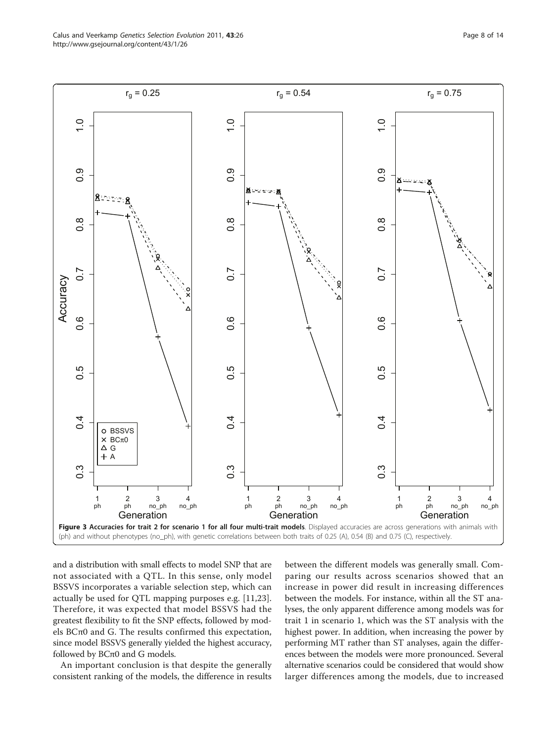**Figure 3 Accuracies for trait 2 for scenario 1 for all four multi-trait models**. Displayed accuracies are across generations with animals with (ph) and without phenotypes (no_ph), with genetic correlations between both traits of 0.25 (A), 0.54 (B) and 0.75 (C), respectively.

and a distribution with small effects to model SNP that are not associated with a QTL. In this sense, only model BSSVS incorporates a variable selection step, which can actually be used for QTL mapping purposes e.g. [11,23]. Therefore, it was expected that model BSSVS had the greatest flexibility to fit the SNP effects, followed by models BCπ0 and G. The results confirmed this expectation, since model BSSVS generally yielded the highest accuracy, followed by BCπ0 and G models.

An important conclusion is that despite the generally consistent ranking of the models, the difference in results between the different models was generally small. Comparing our results across scenarios showed that an increase in power did result in increasing differences between the models. For instance, within all the ST analyses, the only apparent difference among models was for trait 1 in scenario 1, which was the ST analysis with the highest power. In addition, when increasing the power by performing MT rather than ST analyses, again the differences between the models were more pronounced. Several alternative scenarios could be considered that would show larger differences among the models, due to increased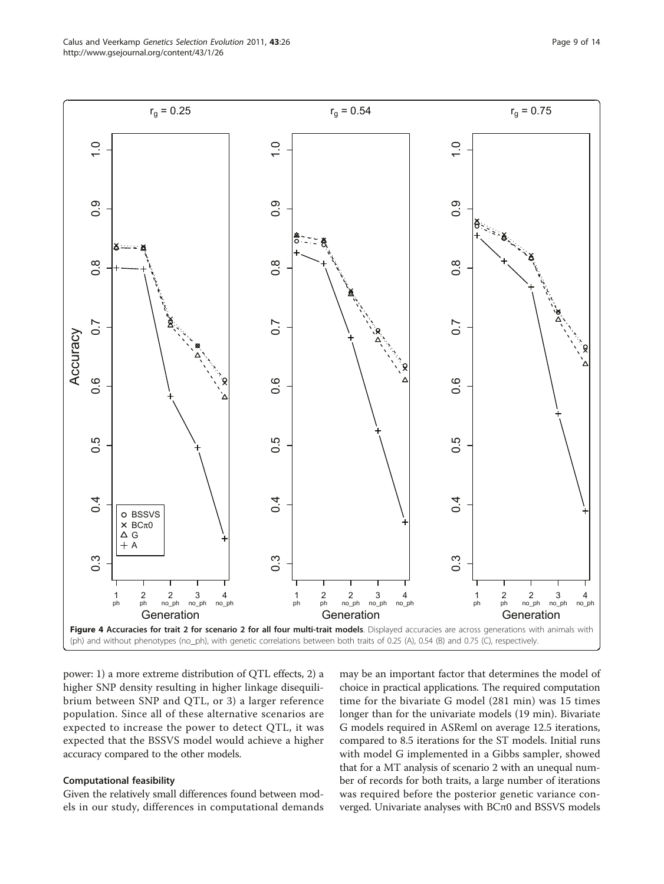**Figure 4 Accuracies for trait 2 for scenario 2 for all four multi-trait models**. Displayed accuracies are across generations with animals with (ph) and without phenotypes (no_ph), with genetic correlations between both traits of 0.25 (A), 0.54 (B) and 0.75 (C), respectively.

power: 1) a more extreme distribution of QTL effects, 2) a higher SNP density resulting in higher linkage disequilibrium between SNP and QTL, or 3) a larger reference population. Since all of these alternative scenarios are expected to increase the power to detect QTL, it was expected that the BSSVS model would achieve a higher accuracy compared to the other models.

#### Computational feasibility

Given the relatively small differences found between models in our study, differences in computational demands may be an important factor that determines the model of choice in practical applications. The required computation time for the bivariate G model (281 min) was 15 times longer than for the univariate models (19 min). Bivariate G models required in ASReml on average 12.5 iterations, compared to 8.5 iterations for the ST models. Initial runs with model G implemented in a Gibbs sampler, showed that for a MT analysis of scenario 2 with an unequal number of records for both traits, a large number of iterations was required before the posterior genetic variance converged. Univariate analyses with BCπ0 and BSSVS models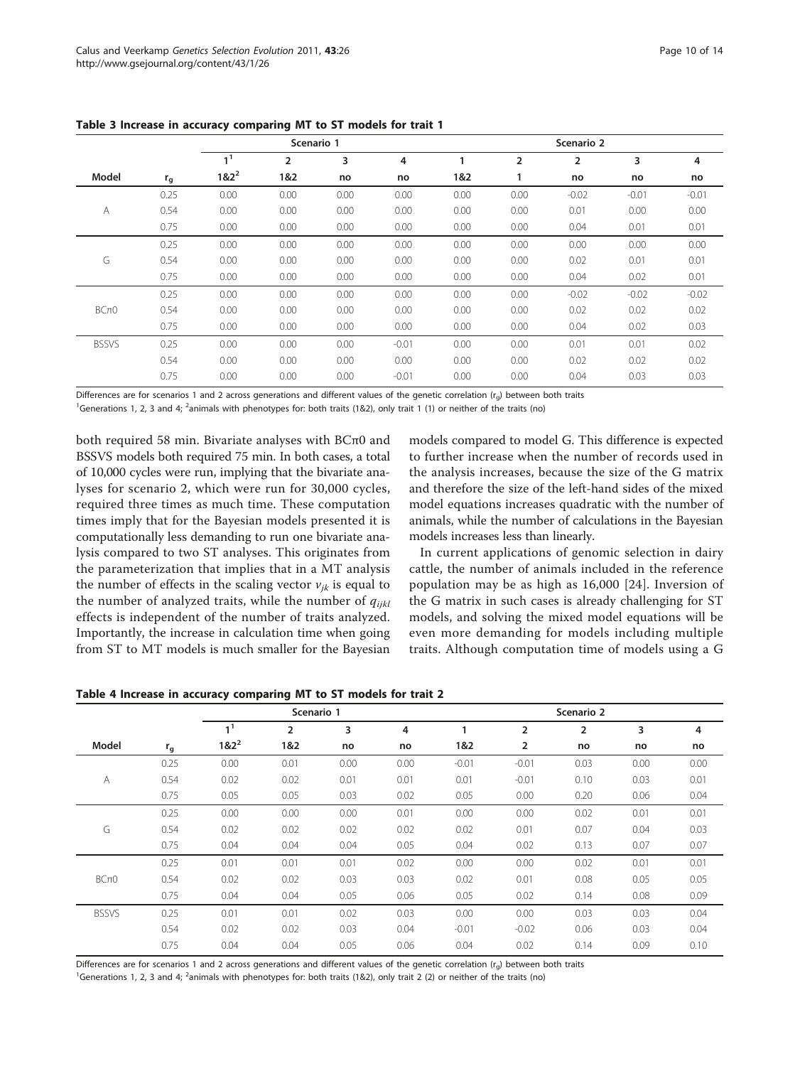**Table 3 Increase in accuracy comparing MT to ST models for trait 1**

| | | Scenario 1 | | | | Scenario 2 | | | | |
|---|---|---|---|---|---|---|---|---|---|---|
| | | 1[1] | 2 | 3 | 4 | 1 | 2 | 2 | 3 | 4 |
| Model | $r_g$ | 1&2[2] | 1&2 | no | no | 1&2 | 1 | no | no | no |
| A | 0.25 | 0.00 | 0.00 | 0.00 | 0.00 | 0.00 | 0.00 | -0.02 | -0.01 | -0.01 |
| | 0.54 | 0.00 | 0.00 | 0.00 | 0.00 | 0.00 | 0.00 | 0.01 | 0.00 | 0.00 |
| | 0.75 | 0.00 | 0.00 | 0.00 | 0.00 | 0.00 | 0.00 | 0.04 | 0.01 | 0.01 |
| G | 0.25 | 0.00 | 0.00 | 0.00 | 0.00 | 0.00 | 0.00 | 0.00 | 0.00 | 0.00 |
| | 0.54 | 0.00 | 0.00 | 0.00 | 0.00 | 0.00 | 0.00 | 0.02 | 0.01 | 0.01 |
| | 0.75 | 0.00 | 0.00 | 0.00 | 0.00 | 0.00 | 0.00 | 0.04 | 0.02 | 0.01 |
| BCπ0 | 0.25 | 0.00 | 0.00 | 0.00 | 0.00 | 0.00 | 0.00 | -0.02 | -0.02 | -0.02 |
| | 0.54 | 0.00 | 0.00 | 0.00 | 0.00 | 0.00 | 0.00 | 0.02 | 0.02 | 0.02 |
| | 0.75 | 0.00 | 0.00 | 0.00 | 0.00 | 0.00 | 0.00 | 0.04 | 0.02 | 0.03 |
| BSSVS | 0.25 | 0.00 | 0.00 | 0.00 | -0.01 | 0.00 | 0.00 | 0.01 | 0.01 | 0.02 |
| | 0.54 | 0.00 | 0.00 | 0.00 | 0.00 | 0.00 | 0.00 | 0.02 | 0.02 | 0.02 |
| | 0.75 | 0.00 | 0.00 | 0.00 | -0.01 | 0.00 | 0.00 | 0.04 | 0.03 | 0.03 |

Differences are for scenarios 1 and 2 across generations and different values of the genetic correlation ($r_g$) between both traits

[1]Generations 1, 2, 3 and 4; [2]animals with phenotypes for: both traits (1&2), only trait 1 (1) or neither of the traits (no)

both required 58 min. Bivariate analyses with BCπ0 and BSSVS models both required 75 min. In both cases, a total of 10,000 cycles were run, implying that the bivariate analyses for scenario 2, which were run for 30,000 cycles, required three times as much time. These computation times imply that for the Bayesian models presented it is computationally less demanding to run one bivariate analysis compared to two ST analyses. This originates from the parameterization that implies that in a MT analysis the number of effects in the scaling vector $v_{jk}$ is equal to the number of analyzed traits, while the number of $q_{ijkl}$ effects is independent of the number of traits analyzed. Importantly, the increase in calculation time when going from ST to MT models is much smaller for the Bayesian models compared to model G. This difference is expected to further increase when the number of records used in the analysis increases, because the size of the G matrix and therefore the size of the left-hand sides of the mixed model equations increases quadratic with the number of animals, while the number of calculations in the Bayesian models increases less than linearly.

In current applications of genomic selection in dairy cattle, the number of animals included in the reference population may be as high as 16,000 [24]. Inversion of the G matrix in such cases is already challenging for ST models, and solving the mixed model equations will be even more demanding for models including multiple traits. Although computation time of models using a G

**Table 4 Increase in accuracy comparing MT to ST models for trait 2**

| | | Scenario 1 | | | | Scenario 2 | | | | |
|---|---|---|---|---|---|---|---|---|---|---|
| | | 1[1] | 2 | 3 | 4 | 1 | 2 | 2 | 3 | 4 |
| Model | $r_g$ | 1&2[2] | 1&2 | no | no | 1&2 | 2 | no | no | no |
| A | 0.25 | 0.00 | 0.01 | 0.00 | 0.00 | -0.01 | -0.01 | 0.03 | 0.00 | 0.00 |
| | 0.54 | 0.02 | 0.02 | 0.01 | 0.01 | 0.01 | -0.01 | 0.10 | 0.03 | 0.01 |
| | 0.75 | 0.05 | 0.05 | 0.03 | 0.02 | 0.05 | 0.00 | 0.20 | 0.06 | 0.04 |
| G | 0.25 | 0.00 | 0.00 | 0.00 | 0.01 | 0.00 | 0.00 | 0.02 | 0.01 | 0.01 |
| | 0.54 | 0.02 | 0.02 | 0.02 | 0.02 | 0.02 | 0.01 | 0.07 | 0.04 | 0.03 |
| | 0.75 | 0.04 | 0.04 | 0.04 | 0.05 | 0.04 | 0.02 | 0.13 | 0.07 | 0.07 |
| BCπ0 | 0.25 | 0.01 | 0.01 | 0.01 | 0.02 | 0.00 | 0.00 | 0.02 | 0.01 | 0.01 |
| | 0.54 | 0.02 | 0.02 | 0.03 | 0.03 | 0.02 | 0.01 | 0.08 | 0.05 | 0.05 |
| | 0.75 | 0.04 | 0.04 | 0.05 | 0.06 | 0.05 | 0.02 | 0.14 | 0.08 | 0.09 |
| BSSVS | 0.25 | 0.01 | 0.01 | 0.02 | 0.03 | 0.00 | 0.00 | 0.03 | 0.03 | 0.04 |
| | 0.54 | 0.02 | 0.02 | 0.03 | 0.04 | -0.01 | -0.02 | 0.06 | 0.03 | 0.04 |
| | 0.75 | 0.04 | 0.04 | 0.05 | 0.06 | 0.04 | 0.02 | 0.14 | 0.09 | 0.10 |

Differences are for scenarios 1 and 2 across generations and different values of the genetic correlation ($r_g$) between both traits

[1]Generations 1, 2, 3 and 4; [2]animals with phenotypes for: both traits (1&2), only trait 2 (2) or neither of the traits (no)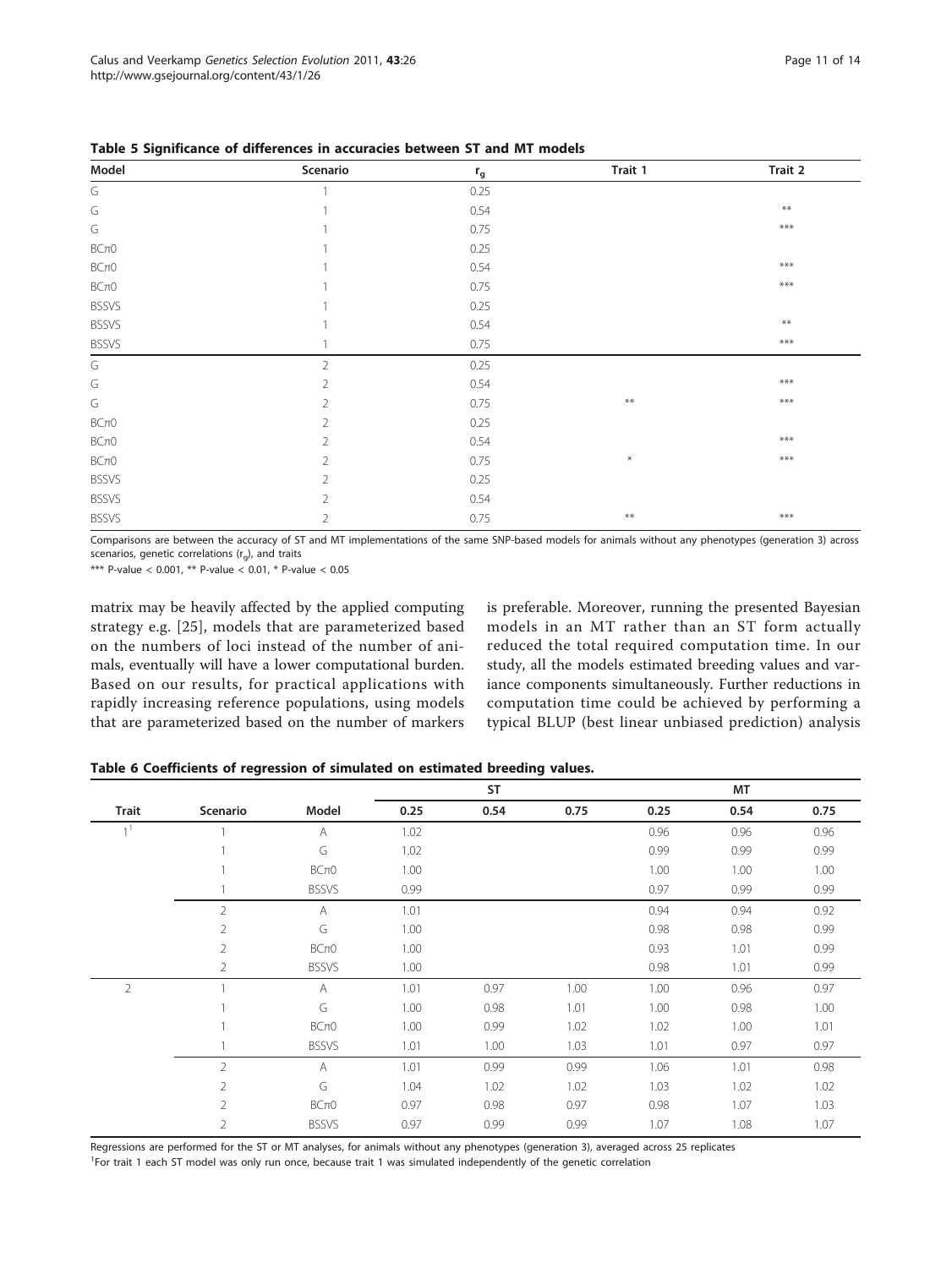**Table 5 Significance of differences in accuracies between ST and MT models**

| Model | Scenario | $r_g$ | Trait 1 | Trait 2 |
|---|---|---|---|---|
| G | 1 | 0.25 | | |
| G | 1 | 0.54 | | ** |
| G | 1 | 0.75 | | *** |
| BCπ0 | 1 | 0.25 | | |
| BCπ0 | 1 | 0.54 | | *** |
| BCπ0 | 1 | 0.75 | | *** |
| BSSVS | 1 | 0.25 | | |
| BSSVS | 1 | 0.54 | | ** |
| BSSVS | 1 | 0.75 | | *** |
| G | 2 | 0.25 | | |
| G | 2 | 0.54 | | *** |
| G | 2 | 0.75 | ** | *** |
| BCπ0 | 2 | 0.25 | | |
| BCπ0 | 2 | 0.54 | | *** |
| BCπ0 | 2 | 0.75 | * | *** |
| BSSVS | 2 | 0.25 | | |
| BSSVS | 2 | 0.54 | | |
| BSSVS | 2 | 0.75 | ** | *** |

Comparisons are between the accuracy of ST and MT implementations of the same SNP-based models for animals without any phenotypes (generation 3) across scenarios, genetic correlations ($r_g$), and traits

*** P-value < 0.001, ** P-value < 0.01, * P-value < 0.05

matrix may be heavily affected by the applied computing strategy e.g. [25], models that are parameterized based on the numbers of loci instead of the number of animals, eventually will have a lower computational burden. Based on our results, for practical applications with rapidly increasing reference populations, using models that are parameterized based on the number of markers is preferable. Moreover, running the presented Bayesian models in an MT rather than an ST form actually reduced the total required computation time. In our study, all the models estimated breeding values and variance components simultaneously. Further reductions in computation time could be achieved by performing a typical BLUP (best linear unbiased prediction) analysis

**Table 6 Coefficients of regression of simulated on estimated breeding values.**

| | | | ST | | | MT | | |
|---|---|---|---|---|---|---|---|---|
| Trait | Scenario | Model | 0.25 | 0.54 | 0.75 | 0.25 | 0.54 | 0.75 |
| 1[1] | 1 | A | 1.02 | | | 0.96 | 0.96 | 0.96 |
| | 1 | G | 1.02 | | | 0.99 | 0.99 | 0.99 |
| | 1 | BCπ0 | 1.00 | | | 1.00 | 1.00 | 1.00 |
| | 1 | BSSVS | 0.99 | | | 0.97 | 0.99 | 0.99 |
| | 2 | A | 1.01 | | | 0.94 | 0.94 | 0.92 |
| | 2 | G | 1.00 | | | 0.98 | 0.98 | 0.99 |
| | 2 | BCπ0 | 1.00 | | | 0.93 | 1.01 | 0.99 |
| | 2 | BSSVS | 1.00 | | | 0.98 | 1.01 | 0.99 |
| 2 | 1 | A | 1.01 | 0.97 | 1.00 | 1.00 | 0.96 | 0.97 |
| | 1 | G | 1.00 | 0.98 | 1.01 | 1.00 | 0.98 | 1.00 |
| | 1 | BCπ0 | 1.00 | 0.99 | 1.02 | 1.02 | 1.00 | 1.01 |
| | 1 | BSSVS | 1.01 | 1.00 | 1.03 | 1.01 | 0.97 | 0.97 |
| | 2 | A | 1.01 | 0.99 | 0.99 | 1.06 | 1.01 | 0.98 |
| | 2 | G | 1.04 | 1.02 | 1.02 | 1.03 | 1.02 | 1.02 |
| | 2 | BCπ0 | 0.97 | 0.98 | 0.97 | 0.98 | 1.07 | 1.03 |
| | 2 | BSSVS | 0.97 | 0.99 | 0.99 | 1.07 | 1.08 | 1.07 |

Regressions are performed for the ST or MT analyses, for animals without any phenotypes (generation 3), averaged across 25 replicates

[1]For trait 1 each ST model was only run once, because trait 1 was simulated independently of the genetic correlation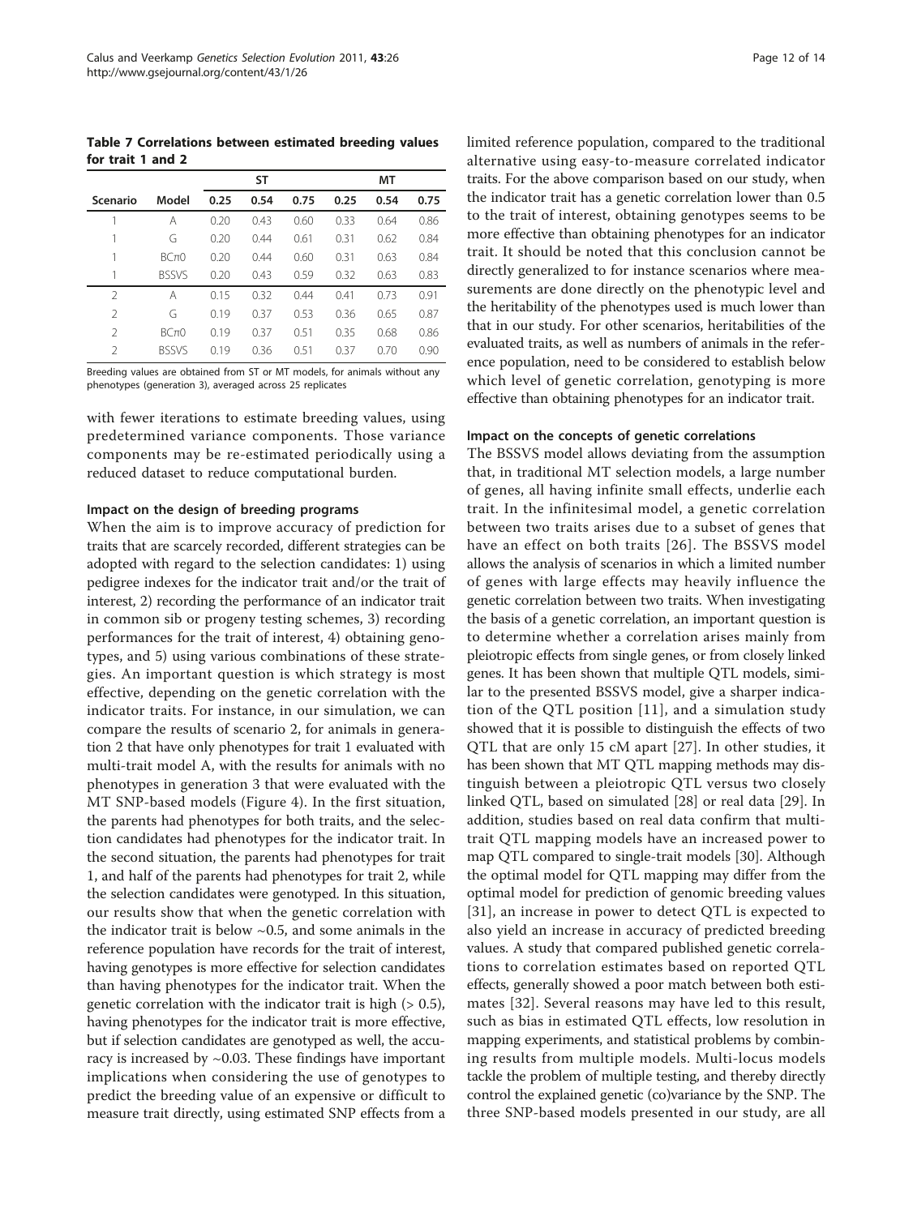**Table 7 Correlations between estimated breeding values for trait 1 and 2**

| | | ST | | | MT | | |
|---|---|---|---|---|---|---|---|
| Scenario | Model | 0.25 | 0.54 | 0.75 | 0.25 | 0.54 | 0.75 |
| 1 | A | 0.20 | 0.43 | 0.60 | 0.33 | 0.64 | 0.86 |
| 1 | G | 0.20 | 0.44 | 0.61 | 0.31 | 0.62 | 0.84 |
| 1 | BCπ0 | 0.20 | 0.44 | 0.60 | 0.31 | 0.63 | 0.84 |
| 1 | BSSVS | 0.20 | 0.43 | 0.59 | 0.32 | 0.63 | 0.83 |
| 2 | A | 0.15 | 0.32 | 0.44 | 0.41 | 0.73 | 0.91 |
| 2 | G | 0.19 | 0.37 | 0.53 | 0.36 | 0.65 | 0.87 |
| 2 | BCπ0 | 0.19 | 0.37 | 0.51 | 0.35 | 0.68 | 0.86 |
| 2 | BSSVS | 0.19 | 0.36 | 0.51 | 0.37 | 0.70 | 0.90 |

Breeding values are obtained from ST or MT models, for animals without any phenotypes (generation 3), averaged across 25 replicates

with fewer iterations to estimate breeding values, using predetermined variance components. Those variance components may be re-estimated periodically using a reduced dataset to reduce computational burden.

### Impact on the design of breeding programs

When the aim is to improve accuracy of prediction for traits that are scarcely recorded, different strategies can be adopted with regard to the selection candidates: 1) using pedigree indexes for the indicator trait and/or the trait of interest, 2) recording the performance of an indicator trait in common sib or progeny testing schemes, 3) recording performances for the trait of interest, 4) obtaining genotypes, and 5) using various combinations of these strategies. An important question is which strategy is most effective, depending on the genetic correlation with the indicator traits. For instance, in our simulation, we can compare the results of scenario 2, for animals in generation 2 that have only phenotypes for trait 1 evaluated with multi-trait model A, with the results for animals with no phenotypes in generation 3 that were evaluated with the MT SNP-based models (Figure 4). In the first situation, the parents had phenotypes for both traits, and the selection candidates had phenotypes for the indicator trait. In the second situation, the parents had phenotypes for trait 1, and half of the parents had phenotypes for trait 2, while the selection candidates were genotyped. In this situation, our results show that when the genetic correlation with the indicator trait is below ~0.5, and some animals in the reference population have records for the trait of interest, having genotypes is more effective for selection candidates than having phenotypes for the indicator trait. When the genetic correlation with the indicator trait is high (> 0.5), having phenotypes for the indicator trait is more effective, but if selection candidates are genotyped as well, the accuracy is increased by ~0.03. These findings have important implications when considering the use of genotypes to predict the breeding value of an expensive or difficult to measure trait directly, using estimated SNP effects from a limited reference population, compared to the traditional alternative using easy-to-measure correlated indicator traits. For the above comparison based on our study, when the indicator trait has a genetic correlation lower than 0.5 to the trait of interest, obtaining genotypes seems to be more effective than obtaining phenotypes for an indicator trait. It should be noted that this conclusion cannot be directly generalized to for instance scenarios where measurements are done directly on the phenotypic level and the heritability of the phenotypes used is much lower than that in our study. For other scenarios, heritabilities of the evaluated traits, as well as numbers of animals in the reference population, need to be considered to establish below which level of genetic correlation, genotyping is more effective than obtaining phenotypes for an indicator trait.

### Impact on the concepts of genetic correlations

The BSSVS model allows deviating from the assumption that, in traditional MT selection models, a large number of genes, all having infinite small effects, underlie each trait. In the infinitesimal model, a genetic correlation between two traits arises due to a subset of genes that have an effect on both traits [26]. The BSSVS model allows the analysis of scenarios in which a limited number of genes with large effects may heavily influence the genetic correlation between two traits. When investigating the basis of a genetic correlation, an important question is to determine whether a correlation arises mainly from pleiotropic effects from single genes, or from closely linked genes. It has been shown that multiple QTL models, similar to the presented BSSVS model, give a sharper indication of the QTL position [11], and a simulation study showed that it is possible to distinguish the effects of two QTL that are only 15 cM apart [27]. In other studies, it has been shown that MT QTL mapping methods may distinguish between a pleiotropic QTL versus two closely linked QTL, based on simulated [28] or real data [29]. In addition, studies based on real data confirm that multi-trait QTL mapping models have an increased power to map QTL compared to single-trait models [30]. Although the optimal model for QTL mapping may differ from the optimal model for prediction of genomic breeding values [31], an increase in power to detect QTL is expected to also yield an increase in accuracy of predicted breeding values. A study that compared published genetic correlations to correlation estimates based on reported QTL effects, generally showed a poor match between both estimates [32]. Several reasons may have led to this result, such as bias in estimated QTL effects, low resolution in mapping experiments, and statistical problems by combining results from multiple models. Multi-locus models tackle the problem of multiple testing, and thereby directly control the explained genetic (co)variance by the SNP. The three SNP-based models presented in our study, are all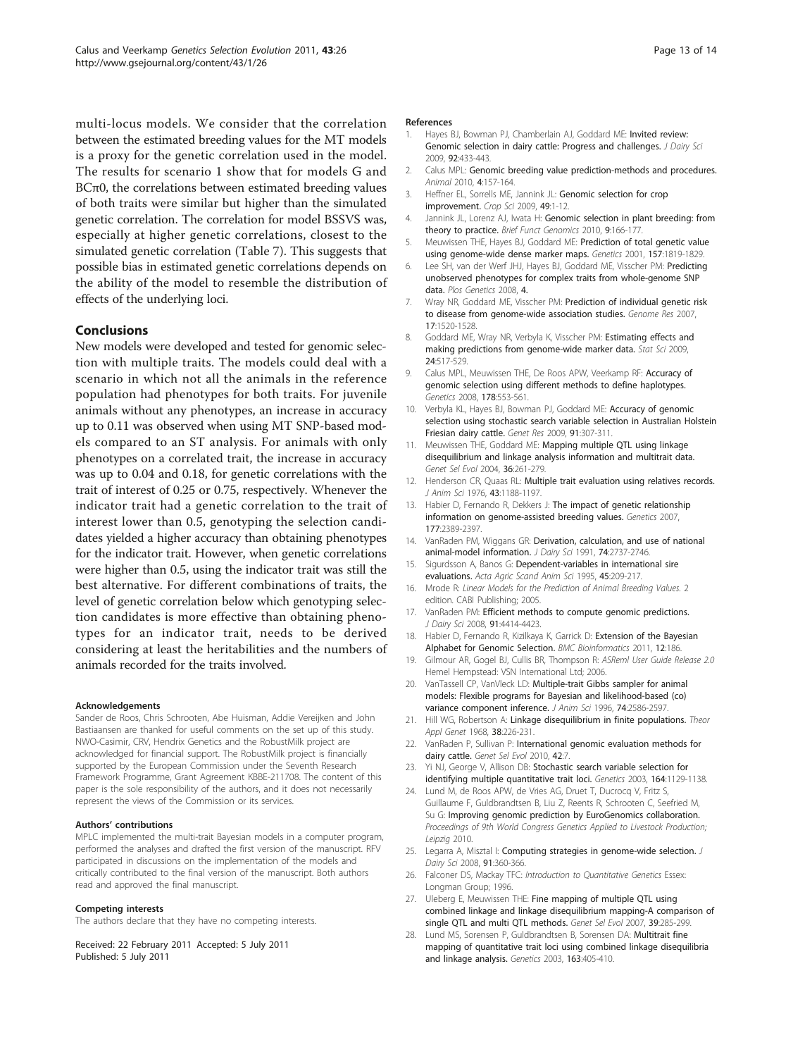multi-locus models. We consider that the correlation between the estimated breeding values for the MT models is a proxy for the genetic correlation used in the model. The results for scenario 1 show that for models G and BCπ0, the correlations between estimated breeding values of both traits were similar but higher than the simulated genetic correlation. The correlation for model BSSVS was, especially at higher genetic correlations, closest to the simulated genetic correlation (Table 7). This suggests that possible bias in estimated genetic correlations depends on the ability of the model to resemble the distribution of effects of the underlying loci.

## Conclusions

New models were developed and tested for genomic selection with multiple traits. The models could deal with a scenario in which not all the animals in the reference population had phenotypes for both traits. For juvenile animals without any phenotypes, an increase in accuracy up to 0.11 was observed when using MT SNP-based models compared to an ST analysis. For animals with only phenotypes on a correlated trait, the increase in accuracy was up to 0.04 and 0.18, for genetic correlations with the trait of interest of 0.25 or 0.75, respectively. Whenever the indicator trait had a genetic correlation to the trait of interest lower than 0.5, genotyping the selection candidates yielded a higher accuracy than obtaining phenotypes for the indicator trait. However, when genetic correlations were higher than 0.5, using the indicator trait was still the best alternative. For different combinations of traits, the level of genetic correlation below which genotyping selection candidates is more effective than obtaining phenotypes for an indicator trait, needs to be derived considering at least the heritabilities and the numbers of animals recorded for the traits involved.

#### Acknowledgements

Sander de Roos, Chris Schrooten, Abe Huisman, Addie Vereijken and John Bastiaansen are thanked for useful comments on the set up of this study. NWO-Casimir, CRV, Hendrix Genetics and the RobustMilk project are acknowledged for financial support. The RobustMilk project is financially supported by the European Commission under the Seventh Research Framework Programme, Grant Agreement KBBE-211708. The content of this paper is the sole responsibility of the authors, and it does not necessarily represent the views of the Commission or its services.

#### Authors' contributions

MPLC implemented the multi-trait Bayesian models in a computer program, performed the analyses and drafted the first version of the manuscript. RFV participated in discussions on the implementation of the models and critically contributed to the final version of the manuscript. Both authors read and approved the final manuscript.

#### Competing interests

The authors declare that they have no competing interests.

Received: 22 February 2011 Accepted: 5 July 2011
Published: 5 July 2011

#### References

1. Hayes BJ, Bowman PJ, Chamberlain AJ, Goddard ME: **Invited review: Genomic selection in dairy cattle: Progress and challenges.** *J Dairy Sci* 2009, **92**:433-443.
2. Calus MPL: **Genomic breeding value prediction-methods and procedures.** *Animal* 2010, **4**:157-164.
3. Heffner EL, Sorrells ME, Jannink JL: **Genomic selection for crop improvement.** *Crop Sci* 2009, **49**:1-12.
4. Jannink JL, Lorenz AJ, Iwata H: **Genomic selection in plant breeding: from theory to practice.** *Brief Funct Genomics* 2010, **9**:166-177.
5. Meuwissen THE, Hayes BJ, Goddard ME: **Prediction of total genetic value using genome-wide dense marker maps.** *Genetics* 2001, **157**:1819-1829.
6. Lee SH, van der Werf JHJ, Hayes BJ, Goddard ME, Visscher PM: **Predicting unobserved phenotypes for complex traits from whole-genome SNP data.** *Plos Genetics* 2008, **4**.
7. Wray NR, Goddard ME, Visscher PM: **Prediction of individual genetic risk to disease from genome-wide association studies.** *Genome Res* 2007, **17**:1520-1528.
8. Goddard ME, Wray NR, Verbyla K, Visscher PM: **Estimating effects and making predictions from genome-wide marker data.** *Stat Sci* 2009, **24**:517-529.
9. Calus MPL, Meuwissen THE, De Roos APW, Veerkamp RF: **Accuracy of genomic selection using different methods to define haplotypes.** *Genetics* 2008, **178**:553-561.
10. Verbyla KL, Hayes BJ, Bowman PJ, Goddard ME: **Accuracy of genomic selection using stochastic search variable selection in Australian Holstein Friesian dairy cattle.** *Genet Res* 2009, **91**:307-311.
11. Meuwissen THE, Goddard ME: **Mapping multiple QTL using linkage disequilibrium and linkage analysis information and multitrait data.** *Genet Sel Evol* 2004, **36**:261-279.
12. Henderson CR, Quaas RL: **Multiple trait evaluation using relatives records.** *J Anim Sci* 1976, **43**:1188-1197.
13. Habier D, Fernando R, Dekkers J: **The impact of genetic relationship information on genome-assisted breeding values.** *Genetics* 2007, **177**:2389-2397.
14. VanRaden PM, Wiggans GR: **Derivation, calculation, and use of national animal-model information.** *J Dairy Sci* 1991, **74**:2737-2746.
15. Sigurdsson A, Banos G: **Dependent-variables in international sire evaluations.** *Acta Agric Scand Anim Sci* 1995, **45**:209-217.
16. Mrode R: *Linear Models for the Prediction of Animal Breeding Values.* 2 edition. CABI Publishing; 2005.
17. VanRaden PM: **Efficient methods to compute genomic predictions.** *J Dairy Sci* 2008, **91**:4414-4423.
18. Habier D, Fernando R, Kizilkaya K, Garrick D: **Extension of the Bayesian Alphabet for Genomic Selection.** *BMC Bioinformatics* 2011, **12**:186.
19. Gilmour AR, Gogel BJ, Cullis BR, Thompson R: *ASReml User Guide Release 2.0* Hemel Hempstead: VSN International Ltd; 2006.
20. VanTassell CP, VanVleck LD: **Multiple-trait Gibbs sampler for animal models: Flexible programs for Bayesian and likelihood-based (co) variance component inference.** *J Anim Sci* 1996, **74**:2586-2597.
21. Hill WG, Robertson A: **Linkage disequilibrium in finite populations.** *Theor Appl Genet* 1968, **38**:226-231.
22. VanRaden P, Sullivan P: **International genomic evaluation methods for dairy cattle.** *Genet Sel Evol* 2010, **42**:7.
23. Yi NJ, George V, Allison DB: **Stochastic search variable selection for identifying multiple quantitative trait loci.** *Genetics* 2003, **164**:1129-1138.
24. Lund M, de Roos APW, de Vries AG, Druet T, Ducrocq V, Fritz S, Guillaume F, Guldbrandtsen B, Liu Z, Reents R, Schrooten C, Seefried M, Su G: **Improving genomic prediction by EuroGenomics collaboration.** *Proceedings of 9th World Congress Genetics Applied to Livestock Production; Leipzig* 2010.
25. Legarra A, Misztal I: **Computing strategies in genome-wide selection.** *J Dairy Sci* 2008, **91**:360-366.
26. Falconer DS, Mackay TFC: *Introduction to Quantitative Genetics* Essex: Longman Group; 1996.
27. Uleberg E, Meuwissen THE: **Fine mapping of multiple QTL using combined linkage and linkage disequilibrium mapping-A comparison of single QTL and multi QTL methods.** *Genet Sel Evol* 2007, **39**:285-299.
28. Lund MS, Sorensen P, Guldbrandtsen B, Sorensen DA: **Multitrait fine mapping of quantitative trait loci using combined linkage disequilibria and linkage analysis.** *Genetics* 2003, **163**:405-410.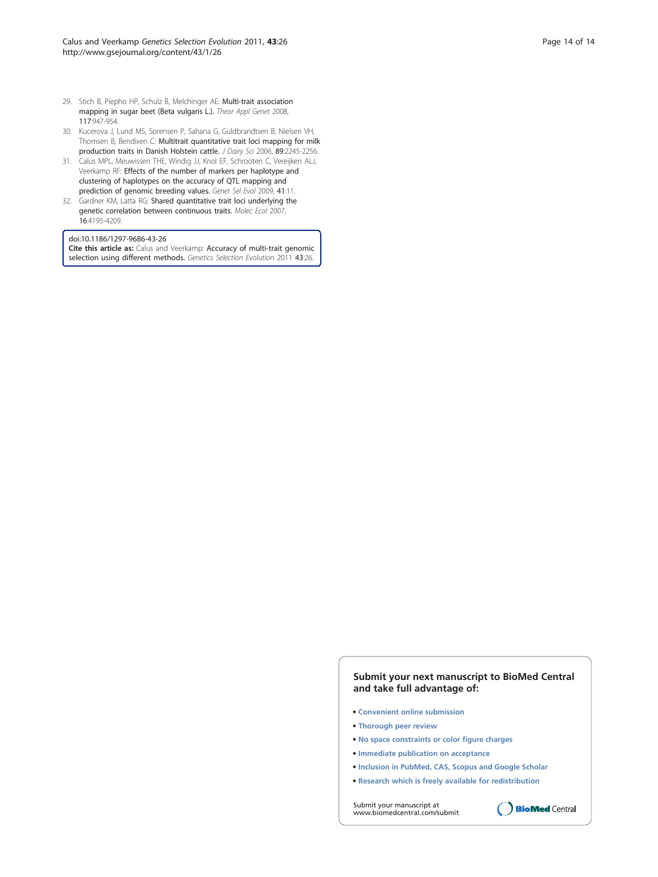29. Stich B, Piepho HP, Schulz B, Melchinger AE: **Multi-trait association mapping in sugar beet (Beta vulgaris L.).** *Theor Appl Genet* 2008, **117**:947-954.
30. Kucerova J, Lund MS, Sorensen P, Sahana G, Guldbrandtsen B, Nielsen VH, Thomsen B, Bendixen C: **Multitrait quantitative trait loci mapping for milk production traits in Danish Holstein cattle.** *J Dairy Sci* 2006, **89**:2245-2256.
31. Calus MPL, Meuwissen THE, Windig JJ, Knol EF, Schrooten C, Vereijken ALJ, Veerkamp RF: **Effects of the number of markers per haplotype and clustering of haplotypes on the accuracy of QTL mapping and prediction of genomic breeding values.** *Genet Sel Evol* 2009, **41**:11.
32. Gardner KM, Latta RG: **Shared quantitative trait loci underlying the genetic correlation between continuous traits.** *Molec Ecol* 2007, **16**:4195-4209.

doi:10.1186/1297-9686-43-26

**Cite this article as:** Calus and Veerkamp: Accuracy of multi-trait genomic selection using different methods. *Genetics Selection Evolution* 2011 **43**:26.

**Submit your next manuscript to BioMed Central and take full advantage of:**

- **Convenient online submission**
- **Thorough peer review**
- **No space constraints or color figure charges**
- **Immediate publication on acceptance**
- **Inclusion in PubMed, CAS, Scopus and Google Scholar**
- **Research which is freely available for redistribution**

Submit your manuscript at
www.biomedcentral.com/submit

BioMed Central